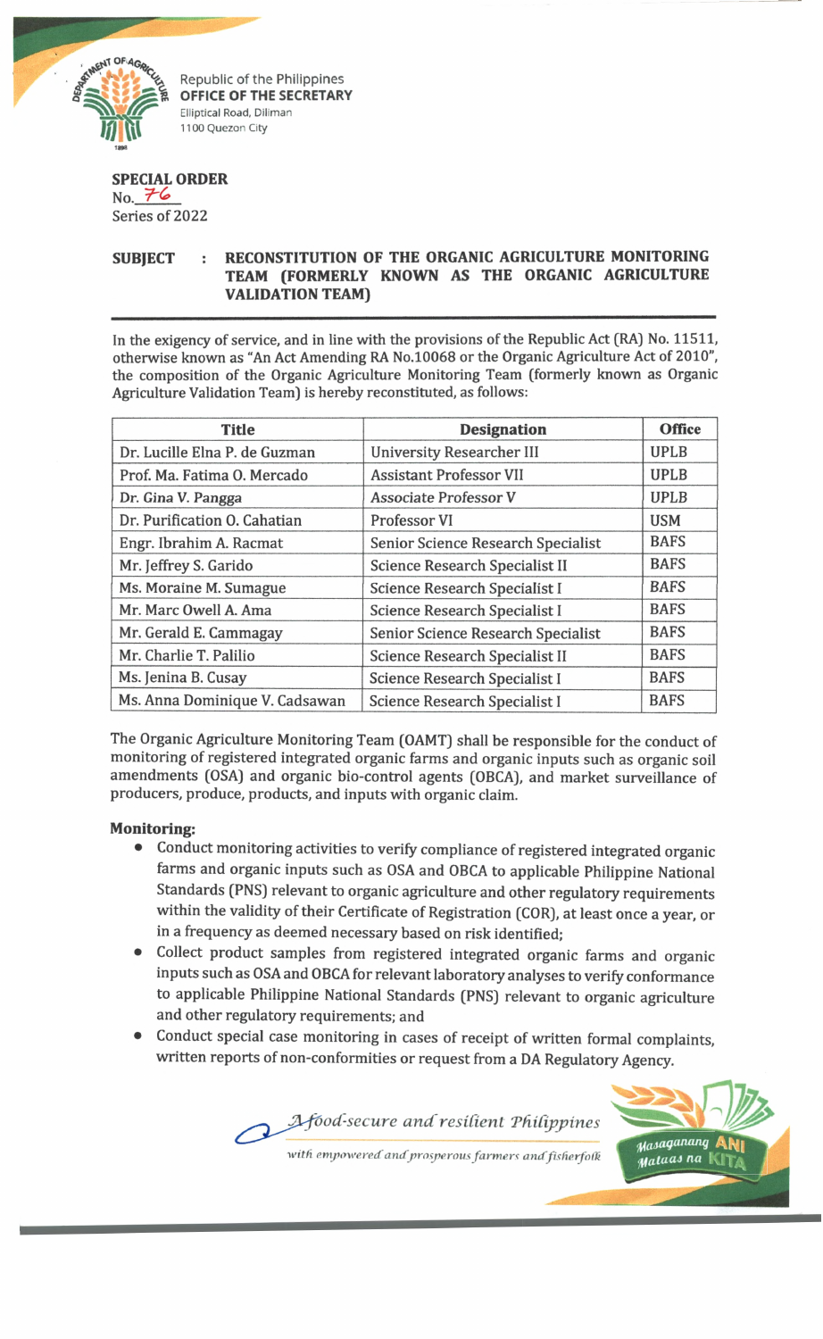Republic of the Philippines
**OFFICE OF THE SECRETARY**
Elliptical Road, Diliman
1100 Quezon City

**SPECIAL ORDER**
No. 76
Series of 2022

**SUBJECT : RECONSTITUTION OF THE ORGANIC AGRICULTURE MONITORING TEAM (FORMERLY KNOWN AS THE ORGANIC AGRICULTURE VALIDATION TEAM)**

In the exigency of service, and in line with the provisions of the Republic Act (RA) No. 11511, otherwise known as "An Act Amending RA No.10068 or the Organic Agriculture Act of 2010", the composition of the Organic Agriculture Monitoring Team (formerly known as Organic Agriculture Validation Team) is hereby reconstituted, as follows:

| Title | Designation | Office |
|---|---|---|
| Dr. Lucille Elna P. de Guzman | University Researcher III | UPLB |
| Prof. Ma. Fatima O. Mercado | Assistant Professor VII | UPLB |
| Dr. Gina V. Pangga | Associate Professor V | UPLB |
| Dr. Purification O. Cahatian | Professor VI | USM |
| Engr. Ibrahim A. Racmat | Senior Science Research Specialist | BAFS |
| Mr. Jeffrey S. Garido | Science Research Specialist II | BAFS |
| Ms. Moraine M. Sumague | Science Research Specialist I | BAFS |
| Mr. Marc Owell A. Ama | Science Research Specialist I | BAFS |
| Mr. Gerald E. Cammagay | Senior Science Research Specialist | BAFS |
| Mr. Charlie T. Palilio | Science Research Specialist II | BAFS |
| Ms. Jenina B. Cusay | Science Research Specialist I | BAFS |
| Ms. Anna Dominique V. Cadsawan | Science Research Specialist I | BAFS |

The Organic Agriculture Monitoring Team (OAMT) shall be responsible for the conduct of monitoring of registered integrated organic farms and organic inputs such as organic soil amendments (OSA) and organic bio-control agents (OBCA), and market surveillance of producers, produce, products, and inputs with organic claim.

**Monitoring:**

- Conduct monitoring activities to verify compliance of registered integrated organic farms and organic inputs such as OSA and OBCA to applicable Philippine National Standards (PNS) relevant to organic agriculture and other regulatory requirements within the validity of their Certificate of Registration (COR), at least once a year, or in a frequency as deemed necessary based on risk identified;
- Collect product samples from registered integrated organic farms and organic inputs such as OSA and OBCA for relevant laboratory analyses to verify conformance to applicable Philippine National Standards (PNS) relevant to organic agriculture and other regulatory requirements; and
- Conduct special case monitoring in cases of receipt of written formal complaints, written reports of non-conformities or request from a DA Regulatory Agency.

*A food-secure and resilient Philippines with empowered and prosperous farmers and fisherfolk*

Masaganang ANI Mataas na KITA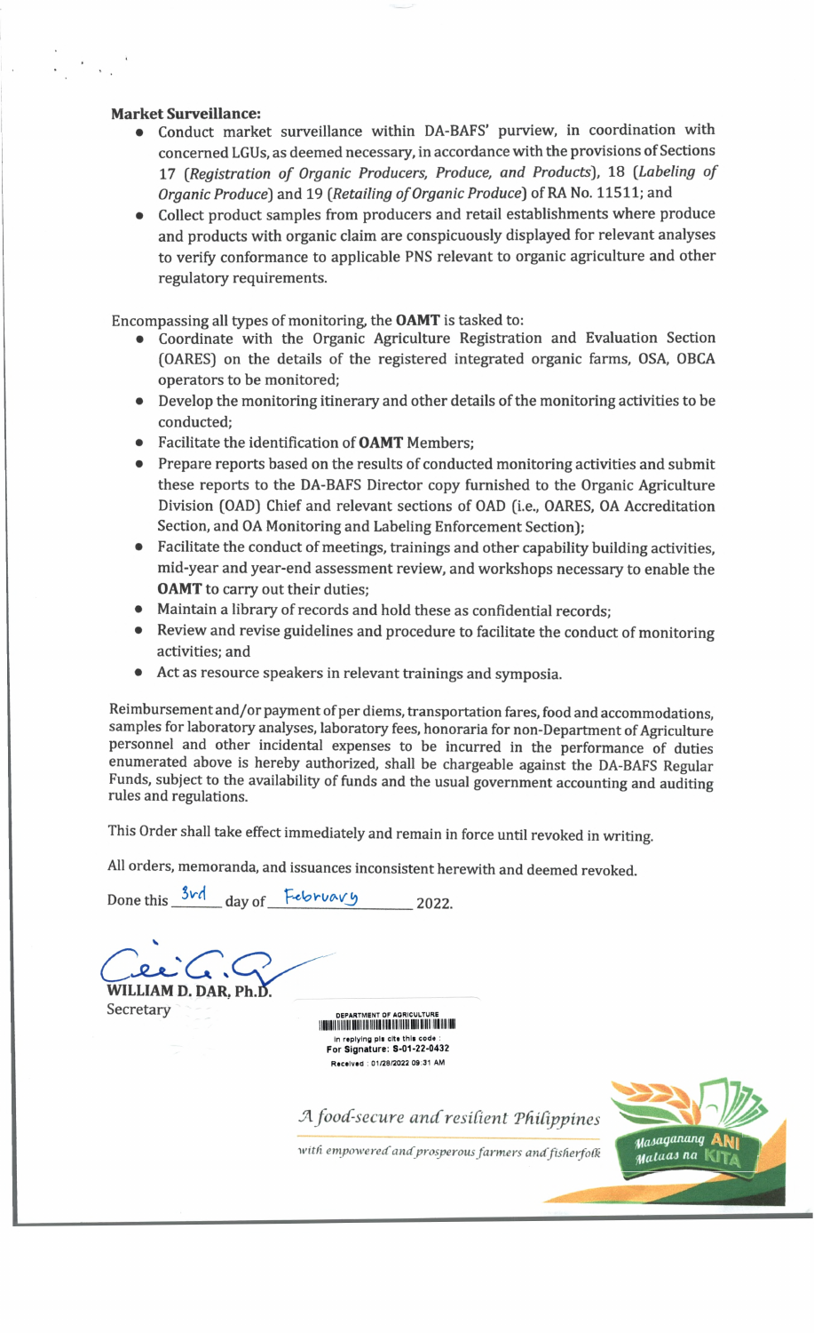**Market Surveillance:**

- Conduct market surveillance within DA-BAFS' purview, in coordination with concerned LGUs, as deemed necessary, in accordance with the provisions of Sections 17 (*Registration of Organic Producers, Produce, and Products*), 18 (*Labeling of Organic Produce*) and 19 (*Retailing of Organic Produce*) of RA No. 11511; and
- Collect product samples from producers and retail establishments where produce and products with organic claim are conspicuously displayed for relevant analyses to verify conformance to applicable PNS relevant to organic agriculture and other regulatory requirements.

Encompassing all types of monitoring, the **OAMT** is tasked to:

- Coordinate with the Organic Agriculture Registration and Evaluation Section (OARES) on the details of the registered integrated organic farms, OSA, OBCA operators to be monitored;
- Develop the monitoring itinerary and other details of the monitoring activities to be conducted;
- Facilitate the identification of **OAMT** Members;
- Prepare reports based on the results of conducted monitoring activities and submit these reports to the DA-BAFS Director copy furnished to the Organic Agriculture Division (OAD) Chief and relevant sections of OAD (i.e., OARES, OA Accreditation Section, and OA Monitoring and Labeling Enforcement Section);
- Facilitate the conduct of meetings, trainings and other capability building activities, mid-year and year-end assessment review, and workshops necessary to enable the **OAMT** to carry out their duties;
- Maintain a library of records and hold these as confidential records;
- Review and revise guidelines and procedure to facilitate the conduct of monitoring activities; and
- Act as resource speakers in relevant trainings and symposia.

Reimbursement and/or payment of per diems, transportation fares, food and accommodations, samples for laboratory analyses, laboratory fees, honoraria for non-Department of Agriculture personnel and other incidental expenses to be incurred in the performance of duties enumerated above is hereby authorized, shall be chargeable against the DA-BAFS Regular Funds, subject to the availability of funds and the usual government accounting and auditing rules and regulations.

This Order shall take effect immediately and remain in force until revoked in writing.

All orders, memoranda, and issuances inconsistent herewith and deemed revoked.

Done this 3rd day of February 2022.

**WILLIAM D. DAR, Ph.D.**
Secretary

DEPARTMENT OF AGRICULTURE
in replying pls cite this code :
For Signature: S-01-22-0432
Received : 01/28/2022 09:31 AM

*A food-secure and resilient Philippines*
*with empowered and prosperous farmers and fisherfolk*

Masaganang ANI Mataas na KITA